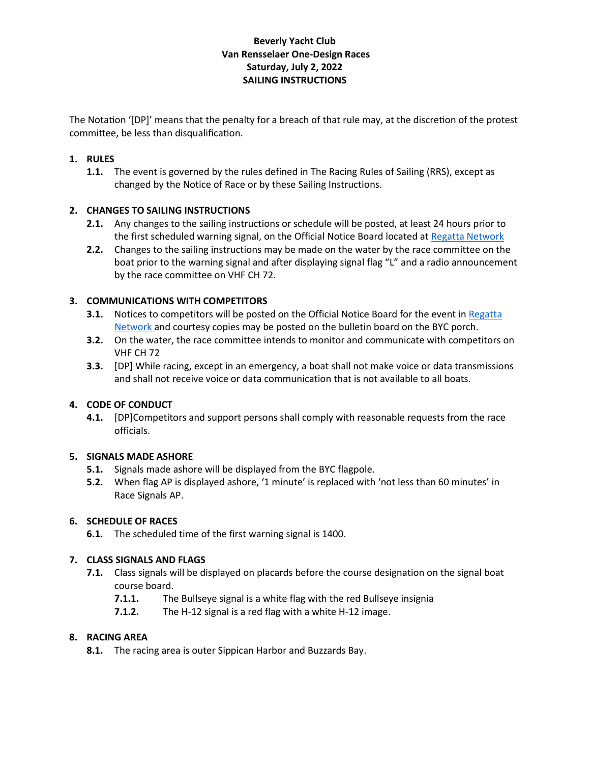**Beverly Yacht Club**
**Van Rensselaer One-Design Races**
**Saturday, July 2, 2022**
**SAILING INSTRUCTIONS**

The Notation '[DP]' means that the penalty for a breach of that rule may, at the discretion of the protest committee, be less than disqualification.

## 1. RULES

**1.1.** The event is governed by the rules defined in The Racing Rules of Sailing (RRS), except as changed by the Notice of Race or by these Sailing Instructions.

## 2. CHANGES TO SAILING INSTRUCTIONS

**2.1.** Any changes to the sailing instructions or schedule will be posted, at least 24 hours prior to the first scheduled warning signal, on the Official Notice Board located at Regatta Network

**2.2.** Changes to the sailing instructions may be made on the water by the race committee on the boat prior to the warning signal and after displaying signal flag "L" and a radio announcement by the race committee on VHF CH 72.

## 3. COMMUNICATIONS WITH COMPETITORS

**3.1.** Notices to competitors will be posted on the Official Notice Board for the event in Regatta Network and courtesy copies may be posted on the bulletin board on the BYC porch.

**3.2.** On the water, the race committee intends to monitor and communicate with competitors on VHF CH 72

**3.3.** [DP] While racing, except in an emergency, a boat shall not make voice or data transmissions and shall not receive voice or data communication that is not available to all boats.

## 4. CODE OF CONDUCT

**4.1.** [DP]Competitors and support persons shall comply with reasonable requests from the race officials.

## 5. SIGNALS MADE ASHORE

**5.1.** Signals made ashore will be displayed from the BYC flagpole.

**5.2.** When flag AP is displayed ashore, '1 minute' is replaced with 'not less than 60 minutes' in Race Signals AP.

## 6. SCHEDULE OF RACES

**6.1.** The scheduled time of the first warning signal is 1400.

## 7. CLASS SIGNALS AND FLAGS

**7.1.** Class signals will be displayed on placards before the course designation on the signal boat course board.

- **7.1.1.** The Bullseye signal is a white flag with the red Bullseye insignia
- **7.1.2.** The H-12 signal is a red flag with a white H-12 image.

## 8. RACING AREA

**8.1.** The racing area is outer Sippican Harbor and Buzzards Bay.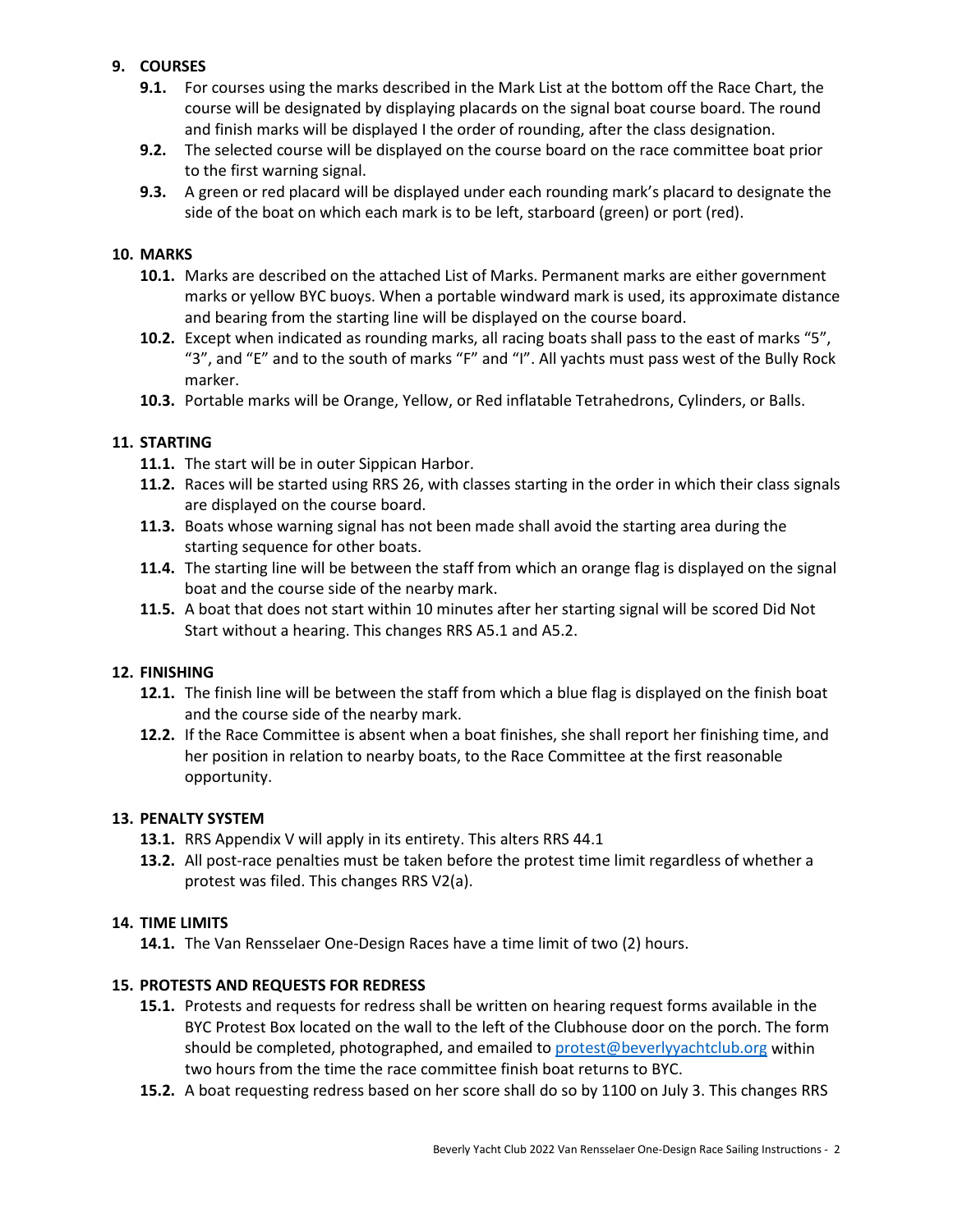## 9. COURSES

**9.1.** For courses using the marks described in the Mark List at the bottom off the Race Chart, the course will be designated by displaying placards on the signal boat course board. The round and finish marks will be displayed I the order of rounding, after the class designation.

**9.2.** The selected course will be displayed on the course board on the race committee boat prior to the first warning signal.

**9.3.** A green or red placard will be displayed under each rounding mark's placard to designate the side of the boat on which each mark is to be left, starboard (green) or port (red).

## 10. MARKS

**10.1.** Marks are described on the attached List of Marks. Permanent marks are either government marks or yellow BYC buoys. When a portable windward mark is used, its approximate distance and bearing from the starting line will be displayed on the course board.

**10.2.** Except when indicated as rounding marks, all racing boats shall pass to the east of marks "5", "3", and "E" and to the south of marks "F" and "I". All yachts must pass west of the Bully Rock marker.

**10.3.** Portable marks will be Orange, Yellow, or Red inflatable Tetrahedrons, Cylinders, or Balls.

## 11. STARTING

**11.1.** The start will be in outer Sippican Harbor.

**11.2.** Races will be started using RRS 26, with classes starting in the order in which their class signals are displayed on the course board.

**11.3.** Boats whose warning signal has not been made shall avoid the starting area during the starting sequence for other boats.

**11.4.** The starting line will be between the staff from which an orange flag is displayed on the signal boat and the course side of the nearby mark.

**11.5.** A boat that does not start within 10 minutes after her starting signal will be scored Did Not Start without a hearing. This changes RRS A5.1 and A5.2.

## 12. FINISHING

**12.1.** The finish line will be between the staff from which a blue flag is displayed on the finish boat and the course side of the nearby mark.

**12.2.** If the Race Committee is absent when a boat finishes, she shall report her finishing time, and her position in relation to nearby boats, to the Race Committee at the first reasonable opportunity.

## 13. PENALTY SYSTEM

**13.1.** RRS Appendix V will apply in its entirety. This alters RRS 44.1

**13.2.** All post-race penalties must be taken before the protest time limit regardless of whether a protest was filed. This changes RRS V2(a).

## 14. TIME LIMITS

**14.1.** The Van Rensselaer One-Design Races have a time limit of two (2) hours.

## 15. PROTESTS AND REQUESTS FOR REDRESS

**15.1.** Protests and requests for redress shall be written on hearing request forms available in the BYC Protest Box located on the wall to the left of the Clubhouse door on the porch. The form should be completed, photographed, and emailed to protest@beverlyyachtclub.org within two hours from the time the race committee finish boat returns to BYC.

**15.2.** A boat requesting redress based on her score shall do so by 1100 on July 3. This changes RRS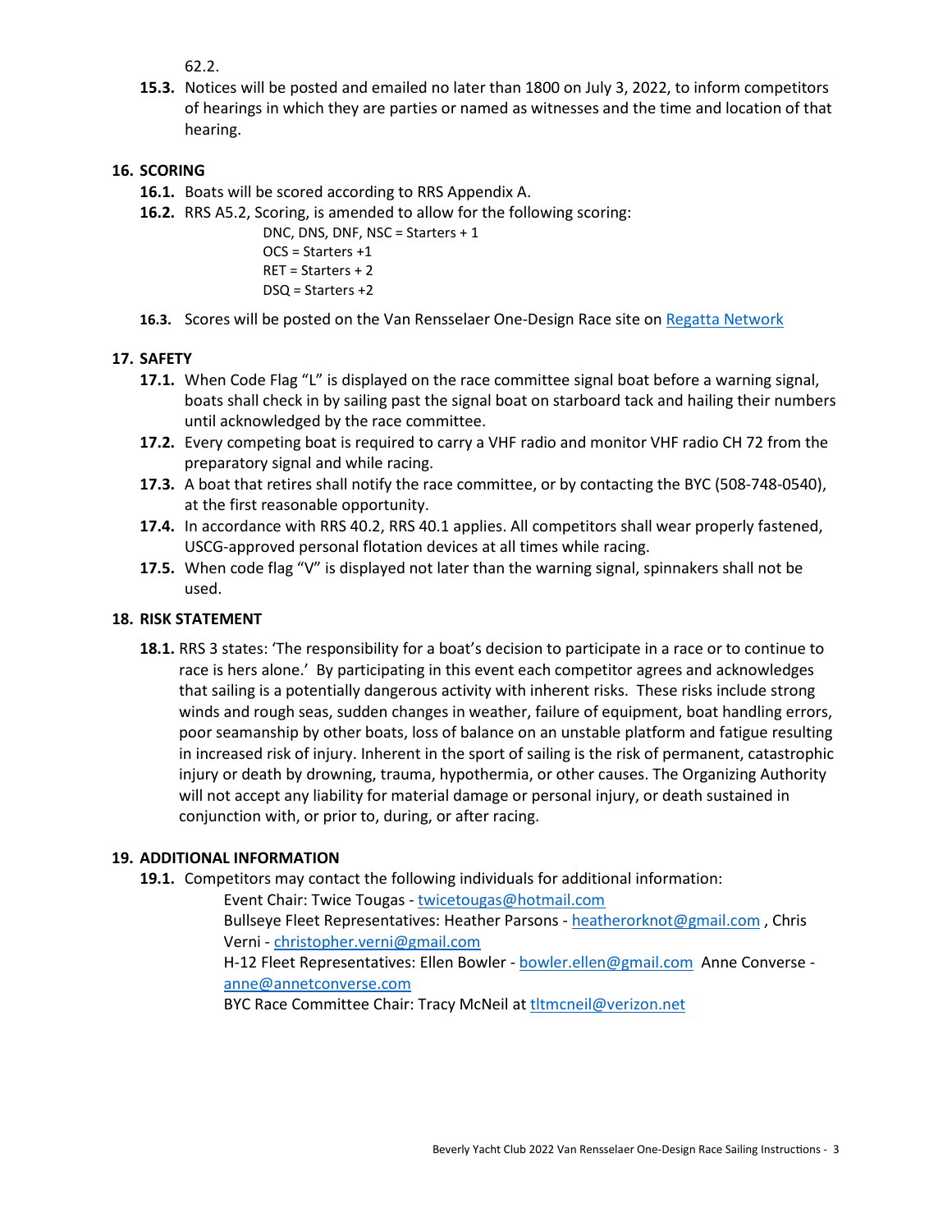62.2.

**15.3.** Notices will be posted and emailed no later than 1800 on July 3, 2022, to inform competitors of hearings in which they are parties or named as witnesses and the time and location of that hearing.

## 16. SCORING

**16.1.** Boats will be scored according to RRS Appendix A.

**16.2.** RRS A5.2, Scoring, is amended to allow for the following scoring:

DNC, DNS, DNF, NSC = Starters + 1
OCS = Starters +1
RET = Starters + 2
DSQ = Starters +2

**16.3.** Scores will be posted on the Van Rensselaer One-Design Race site on [Regatta Network]

## 17. SAFETY

**17.1.** When Code Flag "L" is displayed on the race committee signal boat before a warning signal, boats shall check in by sailing past the signal boat on starboard tack and hailing their numbers until acknowledged by the race committee.

**17.2.** Every competing boat is required to carry a VHF radio and monitor VHF radio CH 72 from the preparatory signal and while racing.

**17.3.** A boat that retires shall notify the race committee, or by contacting the BYC (508-748-0540), at the first reasonable opportunity.

**17.4.** In accordance with RRS 40.2, RRS 40.1 applies. All competitors shall wear properly fastened, USCG-approved personal flotation devices at all times while racing.

**17.5.** When code flag "V" is displayed not later than the warning signal, spinnakers shall not be used.

## 18. RISK STATEMENT

**18.1.** RRS 3 states: 'The responsibility for a boat's decision to participate in a race or to continue to race is hers alone.' By participating in this event each competitor agrees and acknowledges that sailing is a potentially dangerous activity with inherent risks. These risks include strong winds and rough seas, sudden changes in weather, failure of equipment, boat handling errors, poor seamanship by other boats, loss of balance on an unstable platform and fatigue resulting in increased risk of injury. Inherent in the sport of sailing is the risk of permanent, catastrophic injury or death by drowning, trauma, hypothermia, or other causes. The Organizing Authority will not accept any liability for material damage or personal injury, or death sustained in conjunction with, or prior to, during, or after racing.

## 19. ADDITIONAL INFORMATION

**19.1.** Competitors may contact the following individuals for additional information:

Event Chair: Twice Tougas - twicetougas@hotmail.com
Bullseye Fleet Representatives: Heather Parsons - heatherorknot@gmail.com , Chris Verni - christopher.verni@gmail.com
H-12 Fleet Representatives: Ellen Bowler - bowler.ellen@gmail.com Anne Converse - anne@annetconverse.com
BYC Race Committee Chair: Tracy McNeil at tltmcneil@verizon.net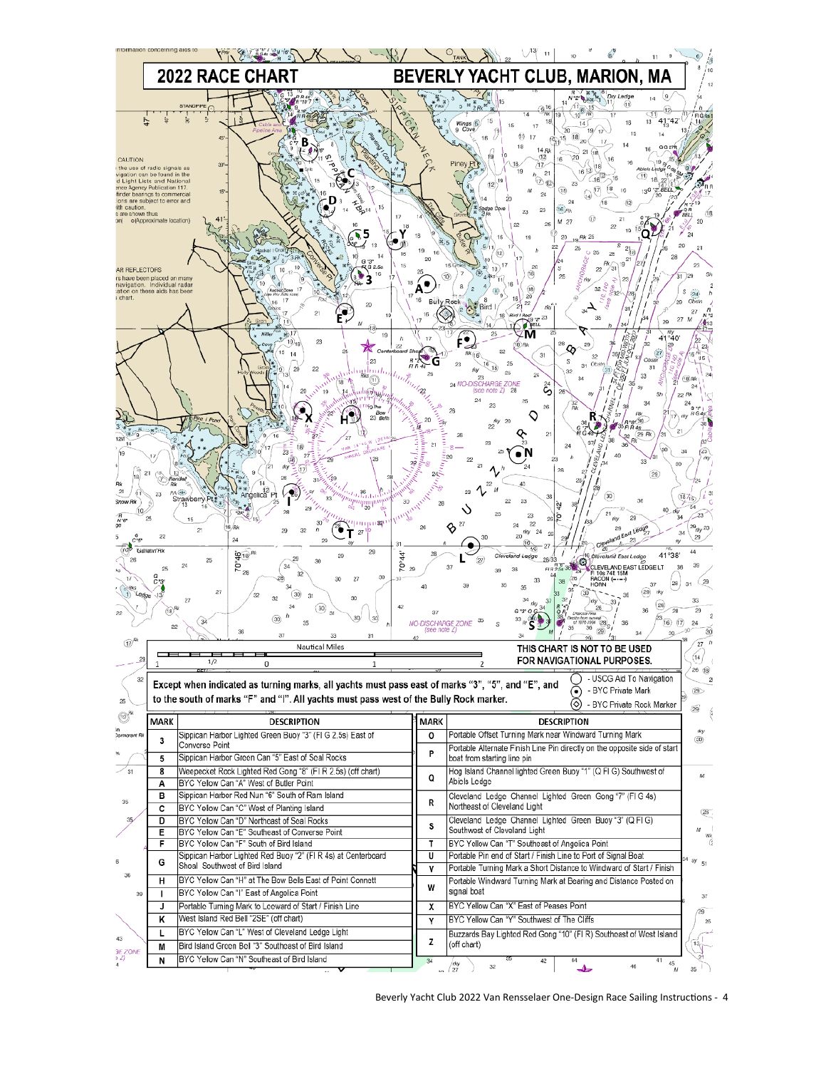# 2022 RACE CHART

# BEVERLY YACHT CLUB, MARION, MA

THIS CHART IS NOT TO BE USED FOR NAVIGATIONAL PURPOSES.

Nautical Miles

- USCG Aid To Navigation
- BYC Private Mark
- BYC Private Rock Marker

**Except when indicated as turning marks, all yachts must pass east of marks "3", "5", and "E", and to the south of marks "F" and "I". All yachts must pass west of the Bully Rock marker.**

| MARK | DESCRIPTION | MARK | DESCRIPTION |
|---|---|---|---|
| 3 | Sippican Harbor Lighted Green Buoy "3" (Fl G 2.5s) East of Converse Point | O | Portable Offset Turning Mark near Windward Turning Mark |
| 5 | Sippican Harbor Green Can "5" East of Seal Rocks | P | Portable Alternate Finish Line Pin directly on the opposite side of start boat from starting line pin |
| 8 | Weepecket Rock Lighted Red Gong "8" (Fl R 2.5s) (off chart) | Q | Hog Island Channel lighted Green Buoy "1" (Q Fl G) Southwest of Abiels Ledge |
| A | BYC Yellow Can "A" West of Butler Point | | |
| B | Sippican Harbor Red Nun "6" South of Ram Island | R | Cleveland Ledge Channel Lighted Green Gong "7" (Fl G 4s) Northeast of Cleveland Light |
| C | BYC Yellow Can "C" West of Planting Island | | |
| D | BYC Yellow Can "D" Northeast of Seal Rocks | S | Cleveland Ledge Channel Lighted Green Buoy "3" (Q Fl G) Southwest of Cleveland Light |
| E | BYC Yellow Can "E" Southeast of Converse Point | | |
| F | BYC Yellow Can "F" South of Bird Island | T | BYC Yellow Can "T" Southeast of Angelica Point |
| G | Sippican Harbor Lighted Red Buoy "2" (Fl R 4s) at Centerboard Shoal Southwest of Bird Island | U | Portable Pin end of Start / Finish Line to Port of Signal Boat |
| | | V | Portable Turning Mark a Short Distance to Windward of Start / Finish |
| H | BYC Yellow Can "H" at The Bow Bells East of Point Connett | W | Portable Windward Turning Mark at Bearing and Distance Posted on signal boat |
| I | BYC Yellow Can "I" East of Angelica Point | | |
| J | Portable Turning Mark to Leeward of Start / Finish Line | X | BYC Yellow Can "X" East of Peases Point |
| K | West Island Red Bell "2SE" (off chart) | Y | BYC Yellow Can "Y" Southwest of The Cliffs |
| L | BYC Yellow Can "L" West of Cleveland Ledge Light | Z | Buzzards Bay Lighted Red Gong "10" (Fl R) Southeast of West Island (off chart) |
| M | Bird Island Green Bell "3" Southeast of Bird Island | | |
| N | BYC Yellow Can "N" Southeast of Bird Island | | |